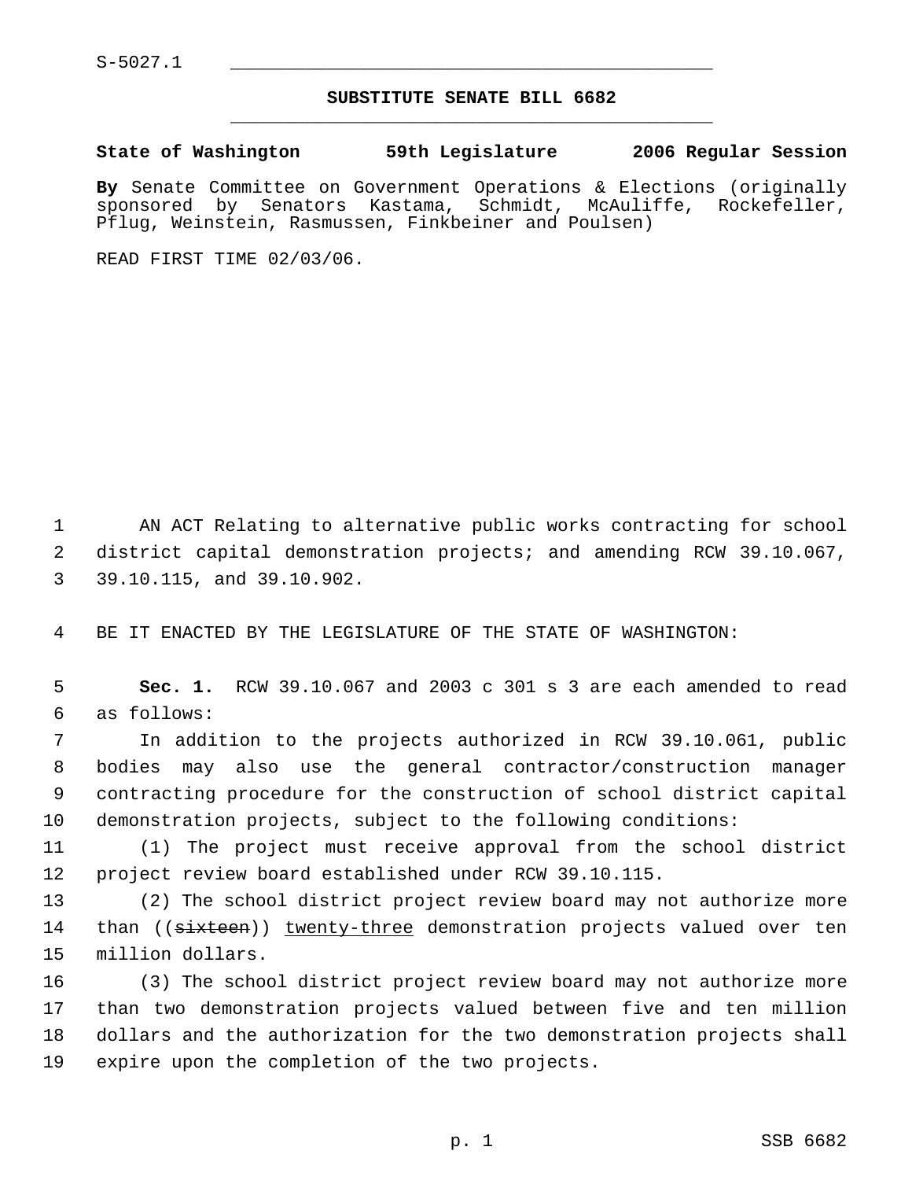S-5027.1

# SUBSTITUTE SENATE BILL 6682

**State of Washington 59th Legislature 2006 Regular Session**

**By** Senate Committee on Government Operations & Elections (originally sponsored by Senators Kastama, Schmidt, McAuliffe, Rockefeller, Pflug, Weinstein, Rasmussen, Finkbeiner and Poulsen)

READ FIRST TIME 02/03/06.

AN ACT Relating to alternative public works contracting for school district capital demonstration projects; and amending RCW 39.10.067, 39.10.115, and 39.10.902.

BE IT ENACTED BY THE LEGISLATURE OF THE STATE OF WASHINGTON:

**Sec. 1.** RCW 39.10.067 and 2003 c 301 s 3 are each amended to read as follows:

In addition to the projects authorized in RCW 39.10.061, public bodies may also use the general contractor/construction manager contracting procedure for the construction of school district capital demonstration projects, subject to the following conditions:

(1) The project must receive approval from the school district project review board established under RCW 39.10.115.

(2) The school district project review board may not authorize more than ((~~sixteen~~)) <u>twenty-three</u> demonstration projects valued over ten million dollars.

(3) The school district project review board may not authorize more than two demonstration projects valued between five and ten million dollars and the authorization for the two demonstration projects shall expire upon the completion of the two projects.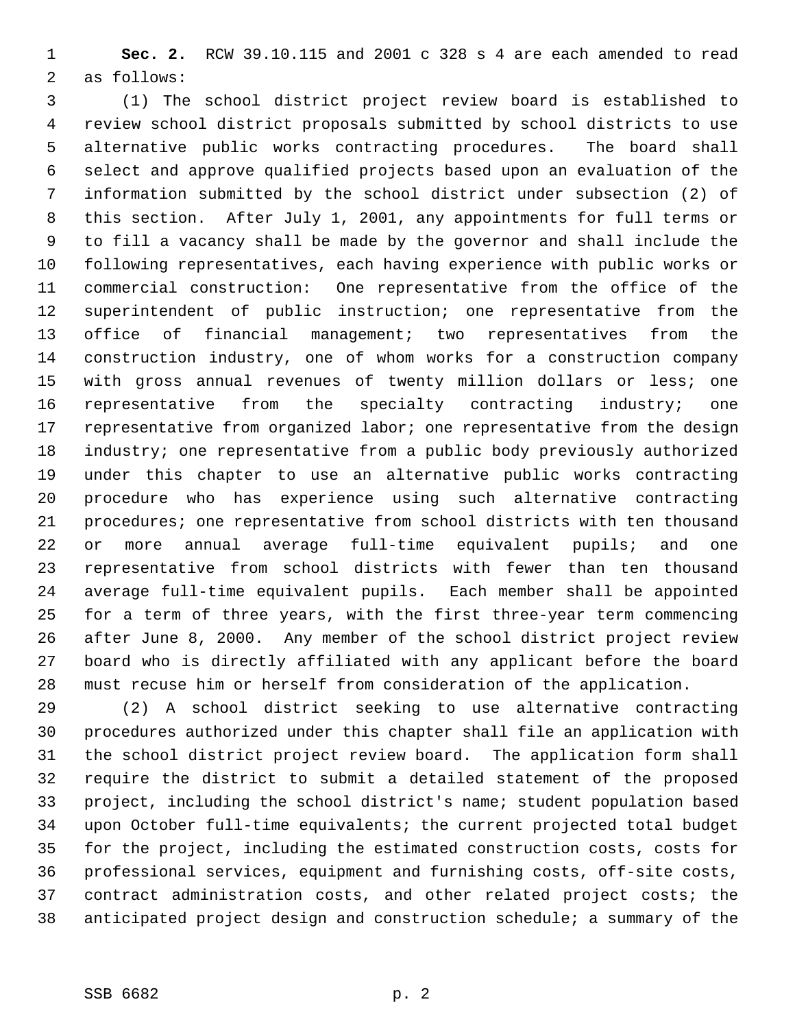**Sec. 2.** RCW 39.10.115 and 2001 c 328 s 4 are each amended to read as follows:

(1) The school district project review board is established to review school district proposals submitted by school districts to use alternative public works contracting procedures. The board shall select and approve qualified projects based upon an evaluation of the information submitted by the school district under subsection (2) of this section. After July 1, 2001, any appointments for full terms or to fill a vacancy shall be made by the governor and shall include the following representatives, each having experience with public works or commercial construction: One representative from the office of the superintendent of public instruction; one representative from the office of financial management; two representatives from the construction industry, one of whom works for a construction company with gross annual revenues of twenty million dollars or less; one representative from the specialty contracting industry; one representative from organized labor; one representative from the design industry; one representative from a public body previously authorized under this chapter to use an alternative public works contracting procedure who has experience using such alternative contracting procedures; one representative from school districts with ten thousand or more annual average full-time equivalent pupils; and one representative from school districts with fewer than ten thousand average full-time equivalent pupils. Each member shall be appointed for a term of three years, with the first three-year term commencing after June 8, 2000. Any member of the school district project review board who is directly affiliated with any applicant before the board must recuse him or herself from consideration of the application.

(2) A school district seeking to use alternative contracting procedures authorized under this chapter shall file an application with the school district project review board. The application form shall require the district to submit a detailed statement of the proposed project, including the school district's name; student population based upon October full-time equivalents; the current projected total budget for the project, including the estimated construction costs, costs for professional services, equipment and furnishing costs, off-site costs, contract administration costs, and other related project costs; the anticipated project design and construction schedule; a summary of the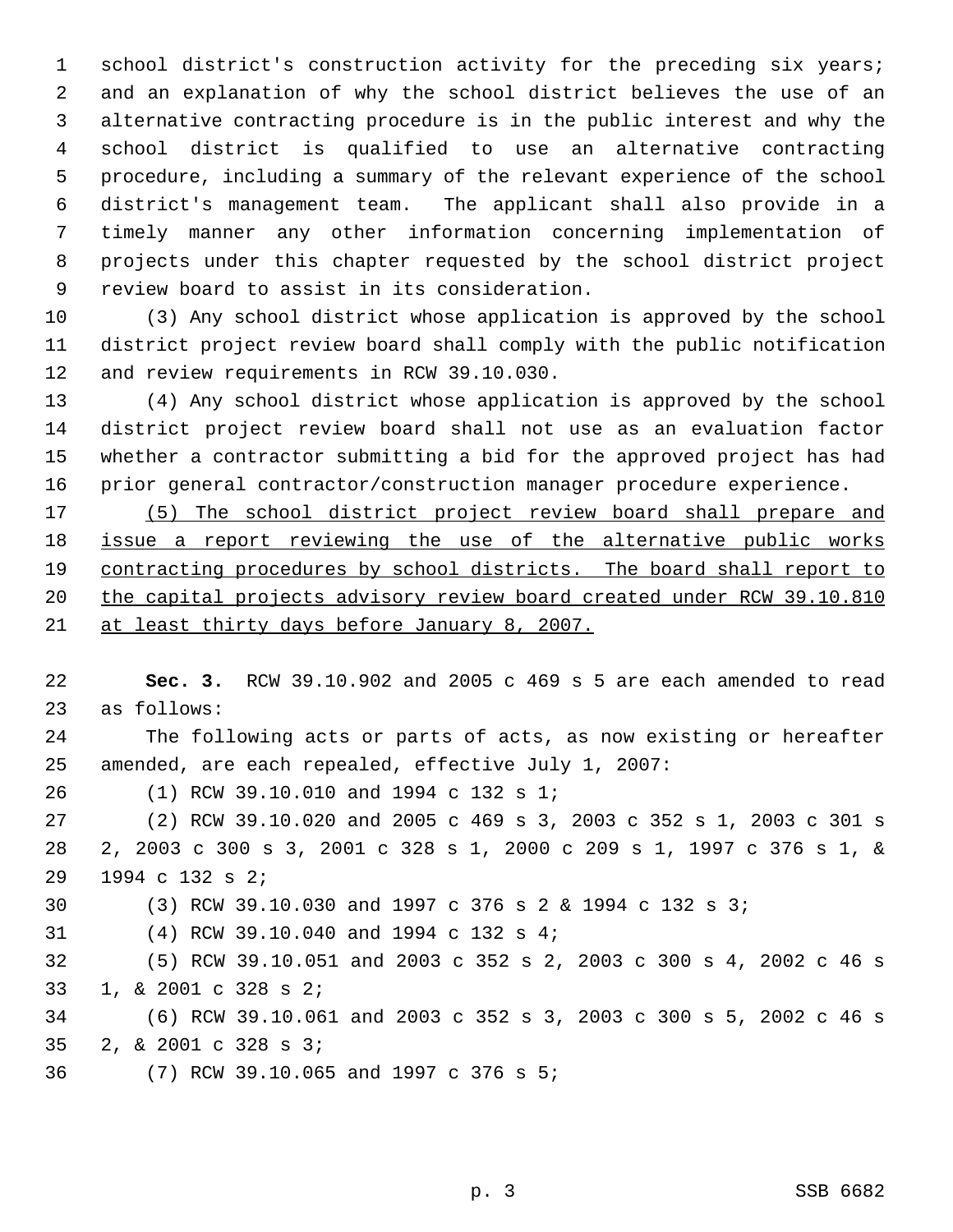school district's construction activity for the preceding six years; and an explanation of why the school district believes the use of an alternative contracting procedure is in the public interest and why the school district is qualified to use an alternative contracting procedure, including a summary of the relevant experience of the school district's management team. The applicant shall also provide in a timely manner any other information concerning implementation of projects under this chapter requested by the school district project review board to assist in its consideration.

(3) Any school district whose application is approved by the school district project review board shall comply with the public notification and review requirements in RCW 39.10.030.

(4) Any school district whose application is approved by the school district project review board shall not use as an evaluation factor whether a contractor submitting a bid for the approved project has had prior general contractor/construction manager procedure experience.

<u>(5) The school district project review board shall prepare and issue a report reviewing the use of the alternative public works contracting procedures by school districts. The board shall report to the capital projects advisory review board created under RCW 39.10.810 at least thirty days before January 8, 2007.</u>

**Sec. 3.** RCW 39.10.902 and 2005 c 469 s 5 are each amended to read as follows:

The following acts or parts of acts, as now existing or hereafter amended, are each repealed, effective July 1, 2007:

(1) RCW 39.10.010 and 1994 c 132 s 1;

(2) RCW 39.10.020 and 2005 c 469 s 3, 2003 c 352 s 1, 2003 c 301 s 2, 2003 c 300 s 3, 2001 c 328 s 1, 2000 c 209 s 1, 1997 c 376 s 1, & 1994 c 132 s 2;

(3) RCW 39.10.030 and 1997 c 376 s 2 & 1994 c 132 s 3;

(4) RCW 39.10.040 and 1994 c 132 s 4;

(5) RCW 39.10.051 and 2003 c 352 s 2, 2003 c 300 s 4, 2002 c 46 s 1, & 2001 c 328 s 2;

(6) RCW 39.10.061 and 2003 c 352 s 3, 2003 c 300 s 5, 2002 c 46 s 2, & 2001 c 328 s 3;

(7) RCW 39.10.065 and 1997 c 376 s 5;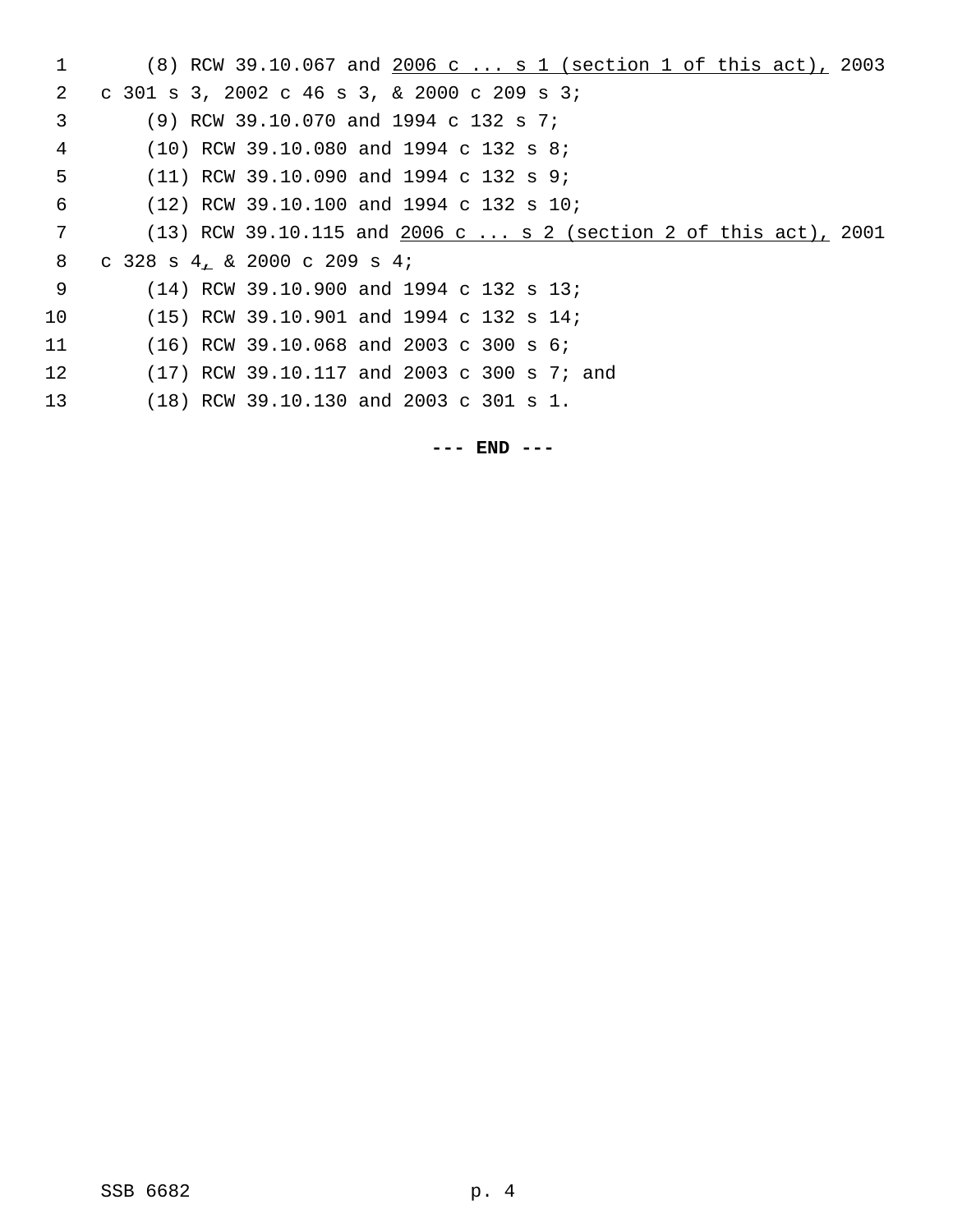(8) RCW 39.10.067 and 2006 c ... s 1 (section 1 of this act), 2003 c 301 s 3, 2002 c 46 s 3, & 2000 c 209 s 3;

(9) RCW 39.10.070 and 1994 c 132 s 7;

(10) RCW 39.10.080 and 1994 c 132 s 8;

(11) RCW 39.10.090 and 1994 c 132 s 9;

(12) RCW 39.10.100 and 1994 c 132 s 10;

(13) RCW 39.10.115 and 2006 c ... s 2 (section 2 of this act), 2001 c 328 s 4, & 2000 c 209 s 4;

(14) RCW 39.10.900 and 1994 c 132 s 13;

(15) RCW 39.10.901 and 1994 c 132 s 14;

(16) RCW 39.10.068 and 2003 c 300 s 6;

(17) RCW 39.10.117 and 2003 c 300 s 7; and

(18) RCW 39.10.130 and 2003 c 301 s 1.

**--- END ---**